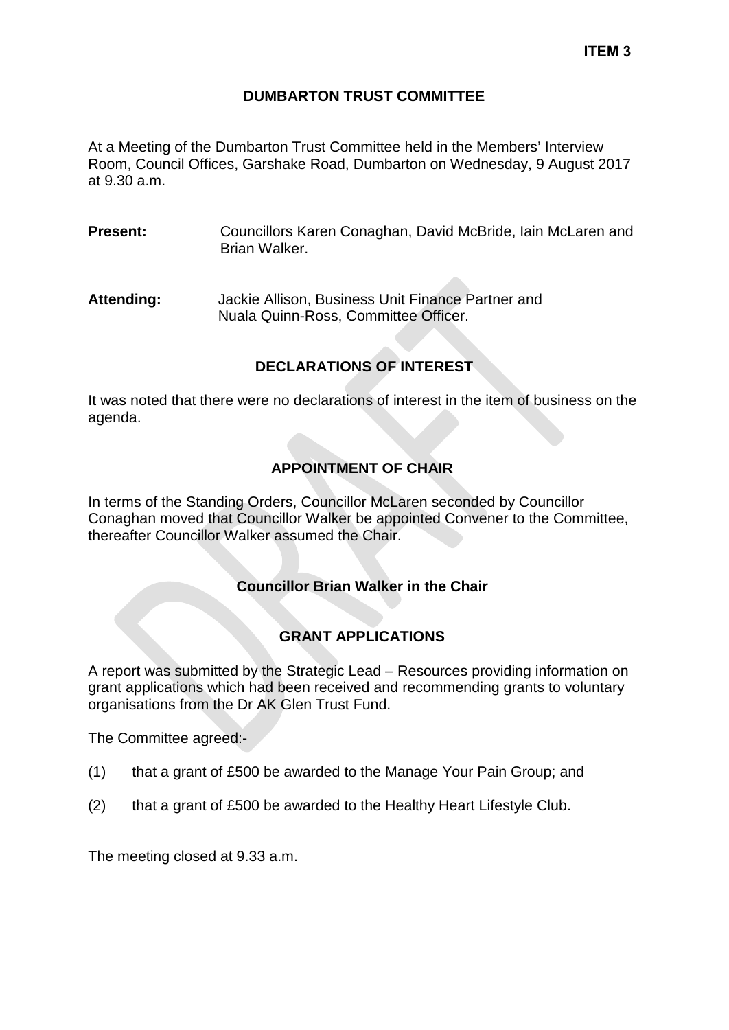**ITEM 3**

# DUMBARTON TRUST COMMITTEE

At a Meeting of the Dumbarton Trust Committee held in the Members' Interview Room, Council Offices, Garshake Road, Dumbarton on Wednesday, 9 August 2017 at 9.30 a.m.

**Present:** Councillors Karen Conaghan, David McBride, Iain McLaren and Brian Walker.

**Attending:** Jackie Allison, Business Unit Finance Partner and Nuala Quinn-Ross, Committee Officer.

## DECLARATIONS OF INTEREST

It was noted that there were no declarations of interest in the item of business on the agenda.

## APPOINTMENT OF CHAIR

In terms of the Standing Orders, Councillor McLaren seconded by Councillor Conaghan moved that Councillor Walker be appointed Convener to the Committee, thereafter Councillor Walker assumed the Chair.

**Councillor Brian Walker in the Chair**

## GRANT APPLICATIONS

A report was submitted by the Strategic Lead – Resources providing information on grant applications which had been received and recommending grants to voluntary organisations from the Dr AK Glen Trust Fund.

The Committee agreed:-

(1) that a grant of £500 be awarded to the Manage Your Pain Group; and

(2) that a grant of £500 be awarded to the Healthy Heart Lifestyle Club.

The meeting closed at 9.33 a.m.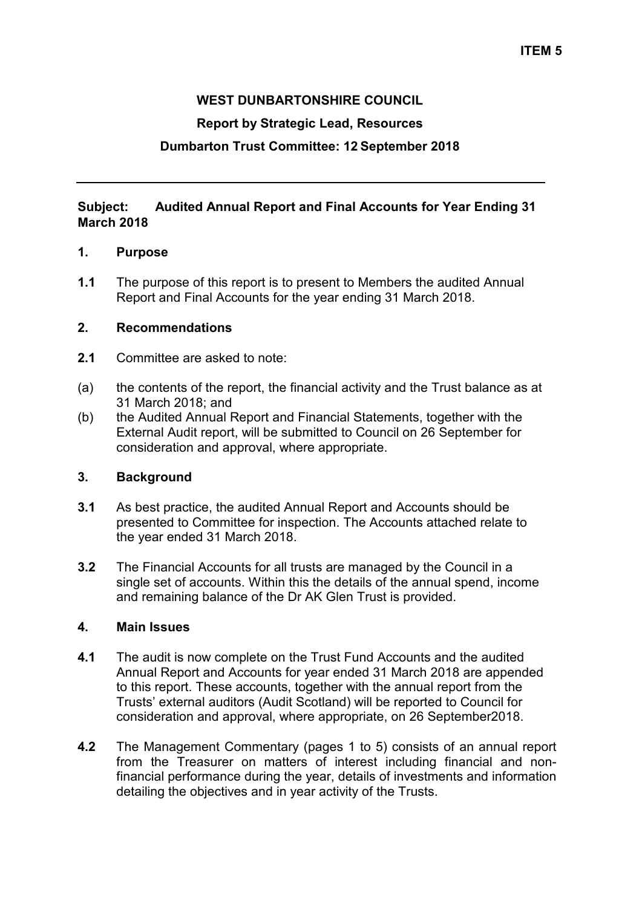**ITEM 5**

**WEST DUNBARTONSHIRE COUNCIL**

**Report by Strategic Lead, Resources**

**Dumbarton Trust Committee: 12 September 2018**

---

**Subject: Audited Annual Report and Final Accounts for Year Ending 31 March 2018**

## 1. Purpose

**1.1** The purpose of this report is to present to Members the audited Annual Report and Final Accounts for the year ending 31 March 2018.

## 2. Recommendations

**2.1** Committee are asked to note:

(a) the contents of the report, the financial activity and the Trust balance as at 31 March 2018; and

(b) the Audited Annual Report and Financial Statements, together with the External Audit report, will be submitted to Council on 26 September for consideration and approval, where appropriate.

## 3. Background

**3.1** As best practice, the audited Annual Report and Accounts should be presented to Committee for inspection. The Accounts attached relate to the year ended 31 March 2018.

**3.2** The Financial Accounts for all trusts are managed by the Council in a single set of accounts. Within this the details of the annual spend, income and remaining balance of the Dr AK Glen Trust is provided.

## 4. Main Issues

**4.1** The audit is now complete on the Trust Fund Accounts and the audited Annual Report and Accounts for year ended 31 March 2018 are appended to this report. These accounts, together with the annual report from the Trusts' external auditors (Audit Scotland) will be reported to Council for consideration and approval, where appropriate, on 26 September2018.

**4.2** The Management Commentary (pages 1 to 5) consists of an annual report from the Treasurer on matters of interest including financial and non-financial performance during the year, details of investments and information detailing the objectives and in year activity of the Trusts.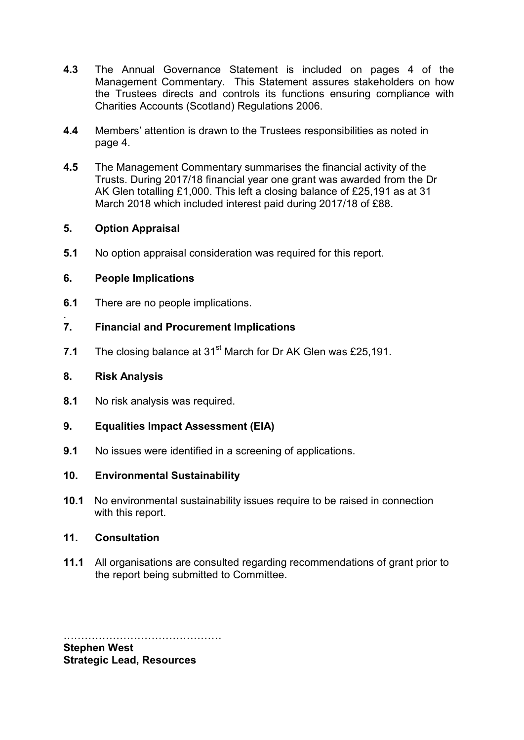**4.3** The Annual Governance Statement is included on pages 4 of the Management Commentary. This Statement assures stakeholders on how the Trustees directs and controls its functions ensuring compliance with Charities Accounts (Scotland) Regulations 2006.

**4.4** Members' attention is drawn to the Trustees responsibilities as noted in page 4.

**4.5** The Management Commentary summarises the financial activity of the Trusts. During 2017/18 financial year one grant was awarded from the Dr AK Glen totalling £1,000. This left a closing balance of £25,191 as at 31 March 2018 which included interest paid during 2017/18 of £88.

## 5. Option Appraisal

**5.1** No option appraisal consideration was required for this report.

## 6. People Implications

**6.1** There are no people implications.

.

## 7. Financial and Procurement Implications

**7.1** The closing balance at 31st March for Dr AK Glen was £25,191.

## 8. Risk Analysis

**8.1** No risk analysis was required.

## 9. Equalities Impact Assessment (EIA)

**9.1** No issues were identified in a screening of applications.

## 10. Environmental Sustainability

**10.1** No environmental sustainability issues require to be raised in connection with this report.

## 11. Consultation

**11.1** All organisations are consulted regarding recommendations of grant prior to the report being submitted to Committee.

………………………………………

**Stephen West**
**Strategic Lead, Resources**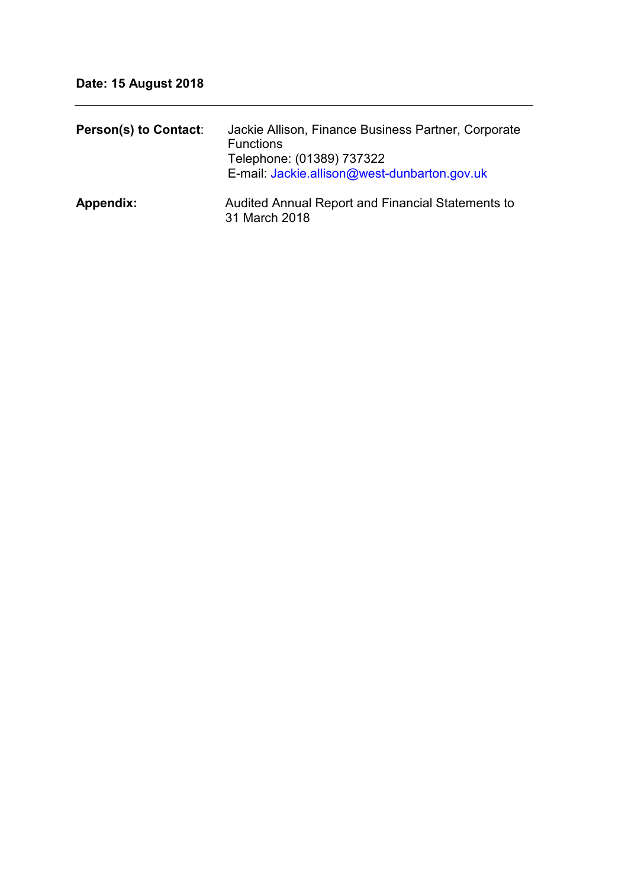**Date: 15 August 2018**

---

| | |
|---|---|
| **Person(s) to Contact**: | Jackie Allison, Finance Business Partner, Corporate Functions<br>Telephone: (01389) 737322<br>E-mail: Jackie.allison@west-dunbarton.gov.uk |
| **Appendix:** | Audited Annual Report and Financial Statements to 31 March 2018 |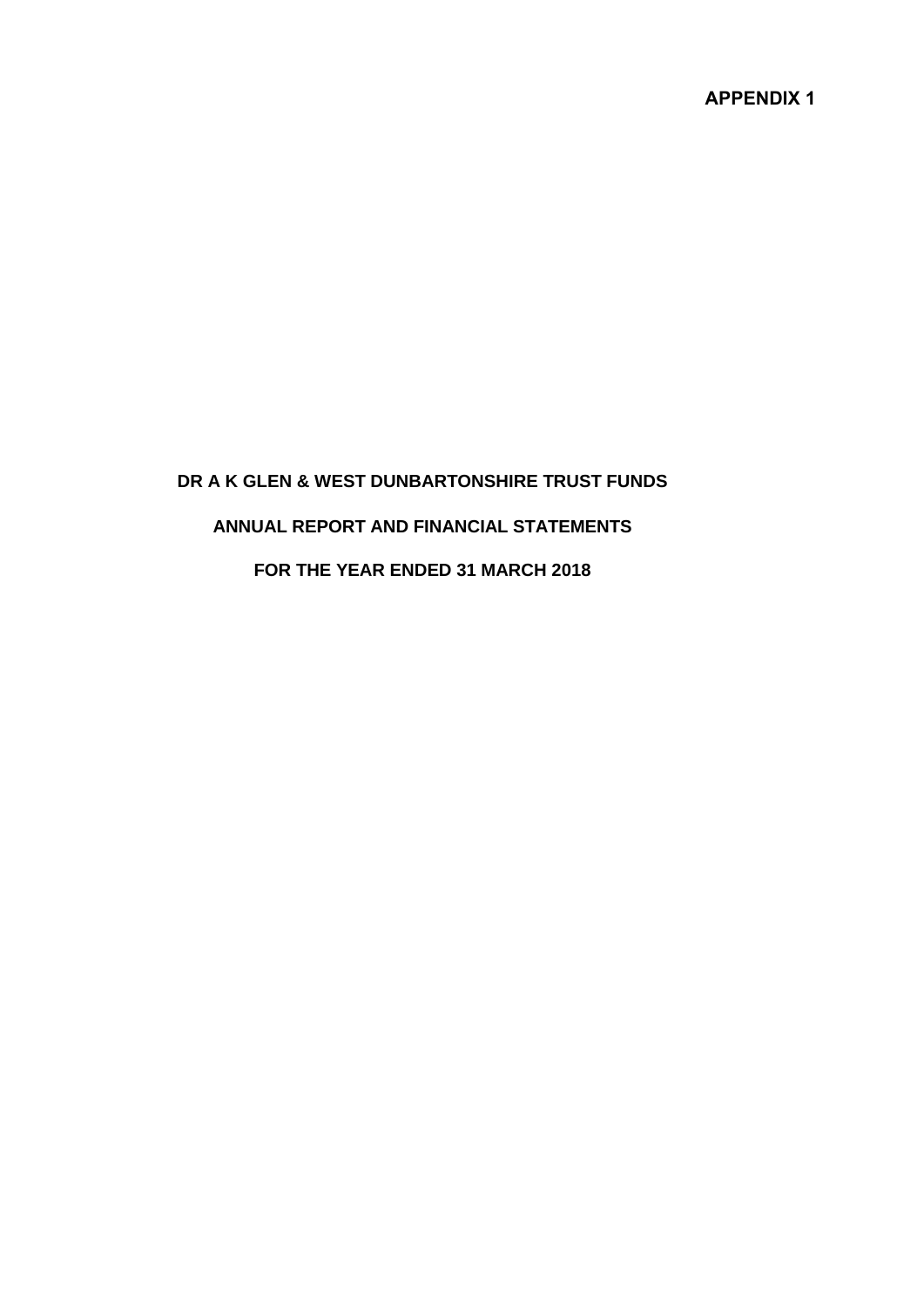**APPENDIX 1**

# DR A K GLEN & WEST DUNBARTONSHIRE TRUST FUNDS

## ANNUAL REPORT AND FINANCIAL STATEMENTS

## FOR THE YEAR ENDED 31 MARCH 2018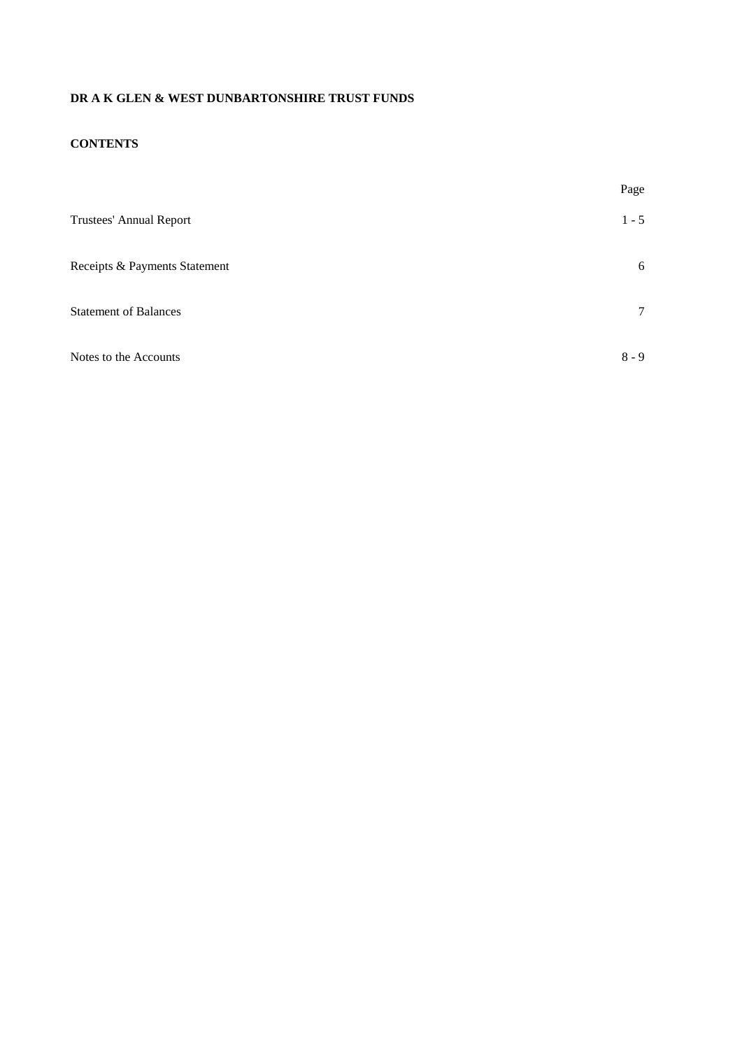**DR A K GLEN & WEST DUNBARTONSHIRE TRUST FUNDS**

**CONTENTS**

| | Page |
|---|---|
| Trustees' Annual Report | 1 - 5 |
| Receipts & Payments Statement | 6 |
| Statement of Balances | 7 |
| Notes to the Accounts | 8 - 9 |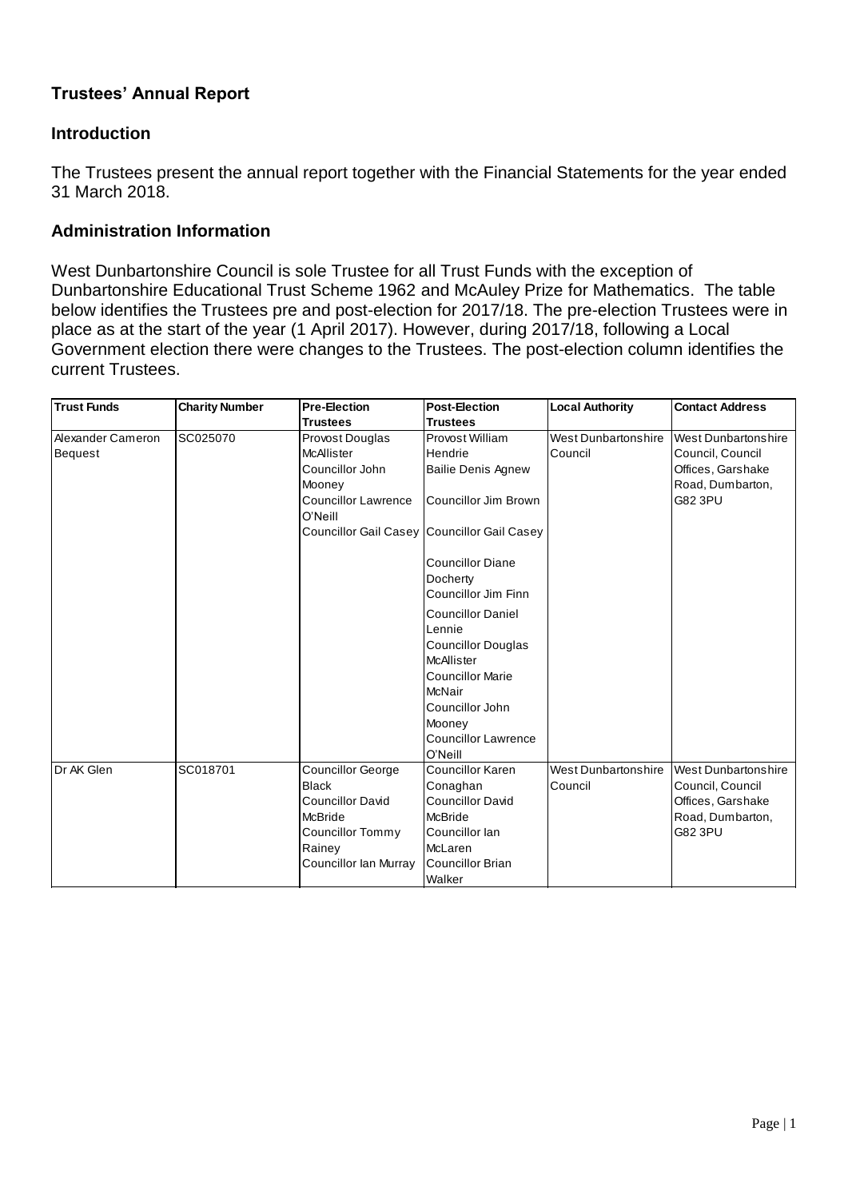## Trustees' Annual Report

### Introduction

The Trustees present the annual report together with the Financial Statements for the year ended 31 March 2018.

### Administration Information

West Dunbartonshire Council is sole Trustee for all Trust Funds with the exception of Dunbartonshire Educational Trust Scheme 1962 and McAuley Prize for Mathematics. The table below identifies the Trustees pre and post-election for 2017/18. The pre-election Trustees were in place as at the start of the year (1 April 2017). However, during 2017/18, following a Local Government election there were changes to the Trustees. The post-election column identifies the current Trustees.

| Trust Funds | Charity Number | Pre-Election Trustees | Post-Election Trustees | Local Authority | Contact Address |
|---|---|---|---|---|---|
| Alexander Cameron Bequest | SC025070 | Provost Douglas McAllister<br>Councillor John Mooney<br>Councillor Lawrence O'Neill<br>Councillor Gail Casey | Provost William Hendrie<br>Bailie Denis Agnew<br>Councillor Jim Brown<br>Councillor Gail Casey<br>Councillor Diane Docherty<br>Councillor Jim Finn<br>Councillor Daniel Lennie<br>Councillor Douglas McAllister<br>Councillor Marie McNair<br>Councillor John Mooney<br>Councillor Lawrence O'Neill | West Dunbartonshire Council | West Dunbartonshire Council, Council Offices, Garshake Road, Dumbarton, G82 3PU |
| Dr AK Glen | SC018701 | Councillor George Black<br>Councillor David McBride<br>Councillor Tommy Rainey<br>Councillor Ian Murray | Councillor Karen Conaghan<br>Councillor David McBride<br>Councillor Ian McLaren<br>Councillor Brian Walker | West Dunbartonshire Council | West Dunbartonshire Council, Council Offices, Garshake Road, Dumbarton, G82 3PU |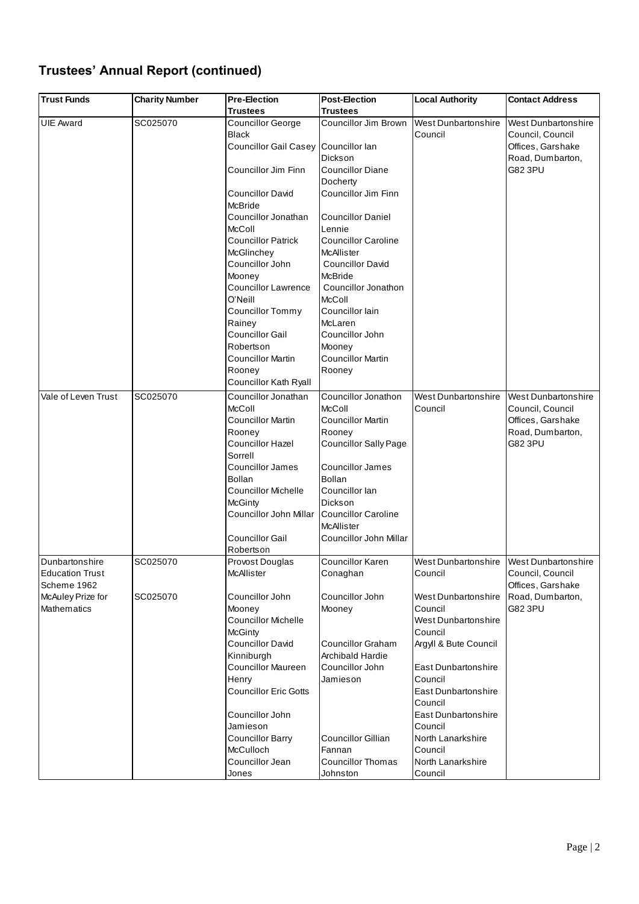## Trustees' Annual Report (continued)

| Trust Funds | Charity Number | Pre-Election Trustees | Post-Election Trustees | Local Authority | Contact Address |
|---|---|---|---|---|---|
| UIE Award | SC025070 | Councillor George Black | Councillor Jim Brown | West Dunbartonshire Council | West Dunbartonshire Council, Council Offices, Garshake Road, Dumbarton, G82 3PU |
| | | Councillor Gail Casey | Councillor Ian Dickson | | |
| | | Councillor Jim Finn | Councillor Diane Docherty | | |
| | | Councillor David McBride | Councillor Jim Finn | | |
| | | Councillor Jonathan McColl | Councillor Daniel Lennie | | |
| | | Councillor Patrick McGlinchey | Councillor Caroline McAllister | | |
| | | Councillor John Mooney | Councillor David McBride | | |
| | | Councillor Lawrence O'Neill | Councillor Jonathon McColl | | |
| | | Councillor Tommy Rainey | Councillor Iain McLaren | | |
| | | Councillor Gail Robertson | Councillor John Mooney | | |
| | | Councillor Martin Rooney | Councillor Martin Rooney | | |
| | | Councillor Kath Ryall | | | |
| Vale of Leven Trust | SC025070 | Councillor Jonathan McColl | Councillor Jonathon McColl | West Dunbartonshire Council | West Dunbartonshire Council, Council Offices, Garshake Road, Dumbarton, G82 3PU |
| | | Councillor Martin Rooney | Councillor Martin Rooney | | |
| | | Councillor Hazel Sorrell | Councillor Sally Page | | |
| | | Councillor James Bollan | Councillor James Bollan | | |
| | | Councillor Michelle McGinty | Councillor Ian Dickson | | |
| | | Councillor John Millar | Councillor Caroline McAllister | | |
| | | Councillor Gail Robertson | Councillor John Millar | | |
| Dunbartonshire Education Trust Scheme 1962 | SC025070 | Provost Douglas McAllister | Councillor Karen Conaghan | West Dunbartonshire Council | West Dunbartonshire Council, Council Offices, Garshake Road, Dumbarton, G82 3PU |
| McAuley Prize for Mathematics | SC025070 | Councillor John Mooney | Councillor John Mooney | West Dunbartonshire Council | |
| | | Councillor Michelle McGinty | | West Dunbartonshire Council | |
| | | Councillor David Kinniburgh | Councillor Graham Archibald Hardie | Argyll & Bute Council | |
| | | Councillor Maureen Henry | Councillor John Jamieson | East Dunbartonshire Council | |
| | | Councillor Eric Gotts | | East Dunbartonshire Council | |
| | | Councillor John Jamieson | | East Dunbartonshire Council | |
| | | Councillor Barry McCulloch | Councillor Gillian Fannan | North Lanarkshire Council | |
| | | Councillor Jean Jones | Councillor Thomas Johnston | North Lanarkshire Council | |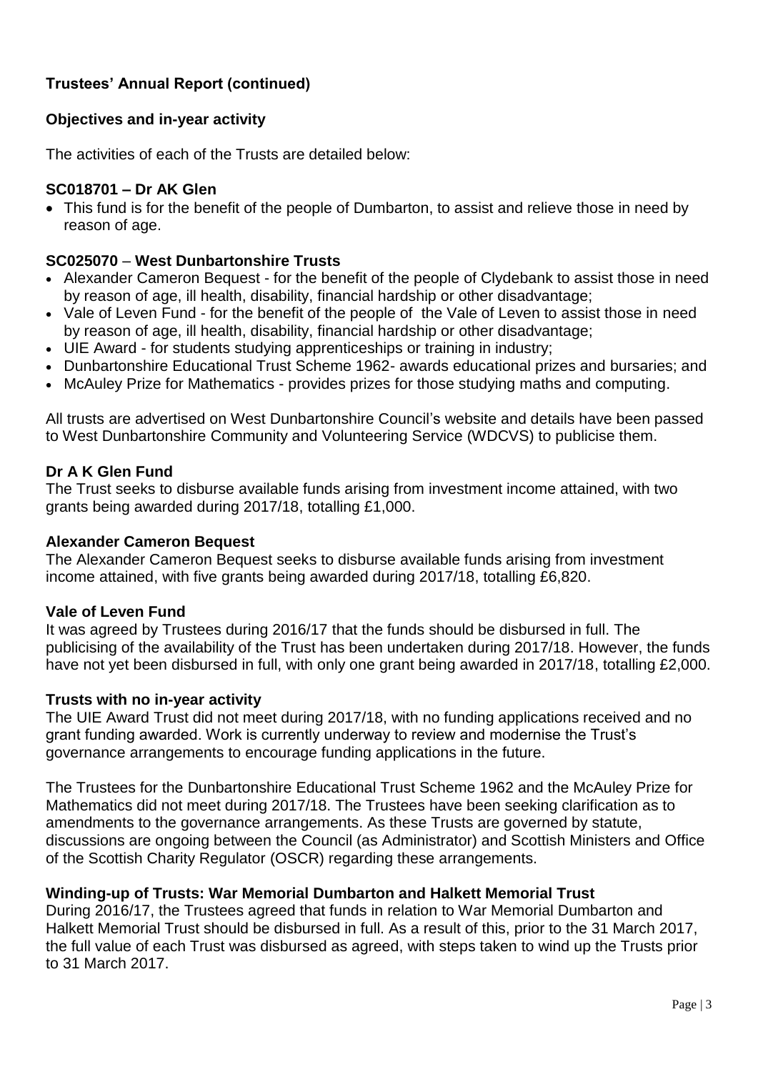## Trustees' Annual Report (continued)

### Objectives and in-year activity

The activities of each of the Trusts are detailed below:

### SC018701 – Dr AK Glen

- This fund is for the benefit of the people of Dumbarton, to assist and relieve those in need by reason of age.

### SC025070 – West Dunbartonshire Trusts

- Alexander Cameron Bequest - for the benefit of the people of Clydebank to assist those in need by reason of age, ill health, disability, financial hardship or other disadvantage;
- Vale of Leven Fund - for the benefit of the people of the Vale of Leven to assist those in need by reason of age, ill health, disability, financial hardship or other disadvantage;
- UIE Award - for students studying apprenticeships or training in industry;
- Dunbartonshire Educational Trust Scheme 1962- awards educational prizes and bursaries; and
- McAuley Prize for Mathematics - provides prizes for those studying maths and computing.

All trusts are advertised on West Dunbartonshire Council's website and details have been passed to West Dunbartonshire Community and Volunteering Service (WDCVS) to publicise them.

### Dr A K Glen Fund

The Trust seeks to disburse available funds arising from investment income attained, with two grants being awarded during 2017/18, totalling £1,000.

### Alexander Cameron Bequest

The Alexander Cameron Bequest seeks to disburse available funds arising from investment income attained, with five grants being awarded during 2017/18, totalling £6,820.

### Vale of Leven Fund

It was agreed by Trustees during 2016/17 that the funds should be disbursed in full. The publicising of the availability of the Trust has been undertaken during 2017/18. However, the funds have not yet been disbursed in full, with only one grant being awarded in 2017/18, totalling £2,000.

### Trusts with no in-year activity

The UIE Award Trust did not meet during 2017/18, with no funding applications received and no grant funding awarded. Work is currently underway to review and modernise the Trust's governance arrangements to encourage funding applications in the future.

The Trustees for the Dunbartonshire Educational Trust Scheme 1962 and the McAuley Prize for Mathematics did not meet during 2017/18. The Trustees have been seeking clarification as to amendments to the governance arrangements. As these Trusts are governed by statute, discussions are ongoing between the Council (as Administrator) and Scottish Ministers and Office of the Scottish Charity Regulator (OSCR) regarding these arrangements.

### Winding-up of Trusts: War Memorial Dumbarton and Halkett Memorial Trust

During 2016/17, the Trustees agreed that funds in relation to War Memorial Dumbarton and Halkett Memorial Trust should be disbursed in full. As a result of this, prior to the 31 March 2017, the full value of each Trust was disbursed as agreed, with steps taken to wind up the Trusts prior to 31 March 2017.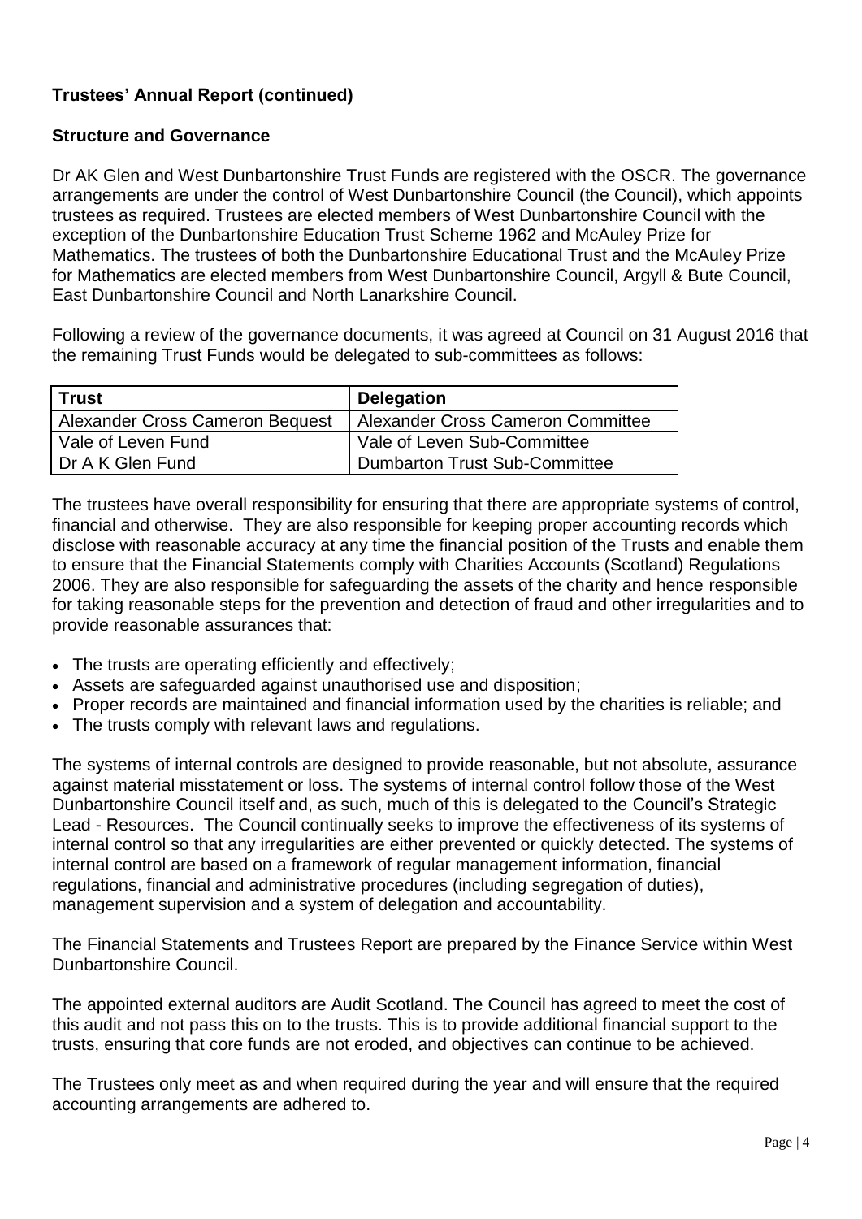## Trustees' Annual Report (continued)

### Structure and Governance

Dr AK Glen and West Dunbartonshire Trust Funds are registered with the OSCR. The governance arrangements are under the control of West Dunbartonshire Council (the Council), which appoints trustees as required. Trustees are elected members of West Dunbartonshire Council with the exception of the Dunbartonshire Education Trust Scheme 1962 and McAuley Prize for Mathematics. The trustees of both the Dunbartonshire Educational Trust and the McAuley Prize for Mathematics are elected members from West Dunbartonshire Council, Argyll & Bute Council, East Dunbartonshire Council and North Lanarkshire Council.

Following a review of the governance documents, it was agreed at Council on 31 August 2016 that the remaining Trust Funds would be delegated to sub-committees as follows:

| Trust | Delegation |
|---|---|
| Alexander Cross Cameron Bequest | Alexander Cross Cameron Committee |
| Vale of Leven Fund | Vale of Leven Sub-Committee |
| Dr A K Glen Fund | Dumbarton Trust Sub-Committee |

The trustees have overall responsibility for ensuring that there are appropriate systems of control, financial and otherwise. They are also responsible for keeping proper accounting records which disclose with reasonable accuracy at any time the financial position of the Trusts and enable them to ensure that the Financial Statements comply with Charities Accounts (Scotland) Regulations 2006. They are also responsible for safeguarding the assets of the charity and hence responsible for taking reasonable steps for the prevention and detection of fraud and other irregularities and to provide reasonable assurances that:

- The trusts are operating efficiently and effectively;
- Assets are safeguarded against unauthorised use and disposition;
- Proper records are maintained and financial information used by the charities is reliable; and
- The trusts comply with relevant laws and regulations.

The systems of internal controls are designed to provide reasonable, but not absolute, assurance against material misstatement or loss. The systems of internal control follow those of the West Dunbartonshire Council itself and, as such, much of this is delegated to the Council's Strategic Lead - Resources. The Council continually seeks to improve the effectiveness of its systems of internal control so that any irregularities are either prevented or quickly detected. The systems of internal control are based on a framework of regular management information, financial regulations, financial and administrative procedures (including segregation of duties), management supervision and a system of delegation and accountability.

The Financial Statements and Trustees Report are prepared by the Finance Service within West Dunbartonshire Council.

The appointed external auditors are Audit Scotland. The Council has agreed to meet the cost of this audit and not pass this on to the trusts. This is to provide additional financial support to the trusts, ensuring that core funds are not eroded, and objectives can continue to be achieved.

The Trustees only meet as and when required during the year and will ensure that the required accounting arrangements are adhered to.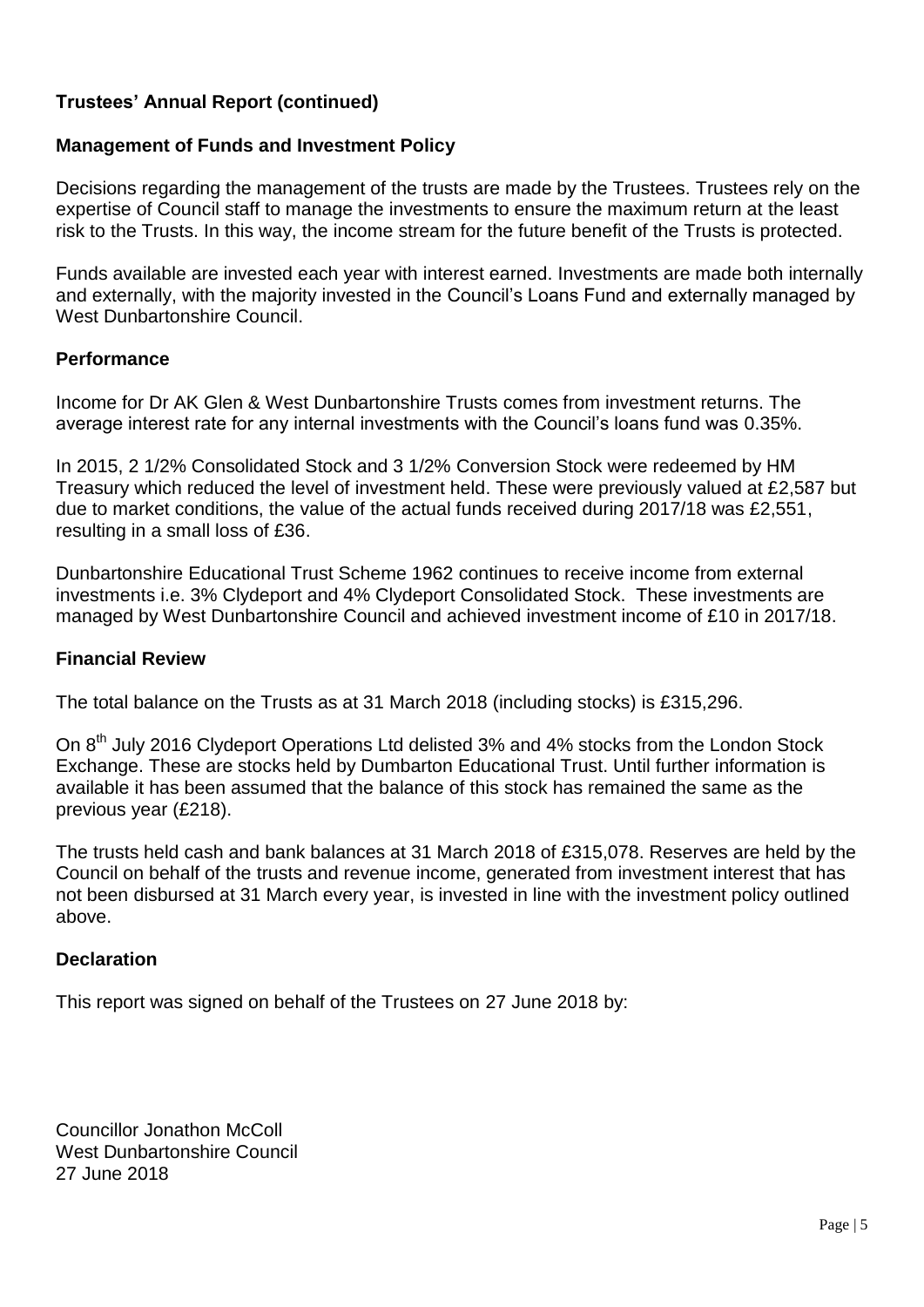## Trustees' Annual Report (continued)

### Management of Funds and Investment Policy

Decisions regarding the management of the trusts are made by the Trustees. Trustees rely on the expertise of Council staff to manage the investments to ensure the maximum return at the least risk to the Trusts. In this way, the income stream for the future benefit of the Trusts is protected.

Funds available are invested each year with interest earned. Investments are made both internally and externally, with the majority invested in the Council's Loans Fund and externally managed by West Dunbartonshire Council.

### Performance

Income for Dr AK Glen & West Dunbartonshire Trusts comes from investment returns. The average interest rate for any internal investments with the Council's loans fund was 0.35%.

In 2015, 2 1/2% Consolidated Stock and 3 1/2% Conversion Stock were redeemed by HM Treasury which reduced the level of investment held. These were previously valued at £2,587 but due to market conditions, the value of the actual funds received during 2017/18 was £2,551, resulting in a small loss of £36.

Dunbartonshire Educational Trust Scheme 1962 continues to receive income from external investments i.e. 3% Clydeport and 4% Clydeport Consolidated Stock. These investments are managed by West Dunbartonshire Council and achieved investment income of £10 in 2017/18.

### Financial Review

The total balance on the Trusts as at 31 March 2018 (including stocks) is £315,296.

On 8th July 2016 Clydeport Operations Ltd delisted 3% and 4% stocks from the London Stock Exchange. These are stocks held by Dumbarton Educational Trust. Until further information is available it has been assumed that the balance of this stock has remained the same as the previous year (£218).

The trusts held cash and bank balances at 31 March 2018 of £315,078. Reserves are held by the Council on behalf of the trusts and revenue income, generated from investment interest that has not been disbursed at 31 March every year, is invested in line with the investment policy outlined above.

### Declaration

This report was signed on behalf of the Trustees on 27 June 2018 by:

Councillor Jonathon McColl
West Dunbartonshire Council
27 June 2018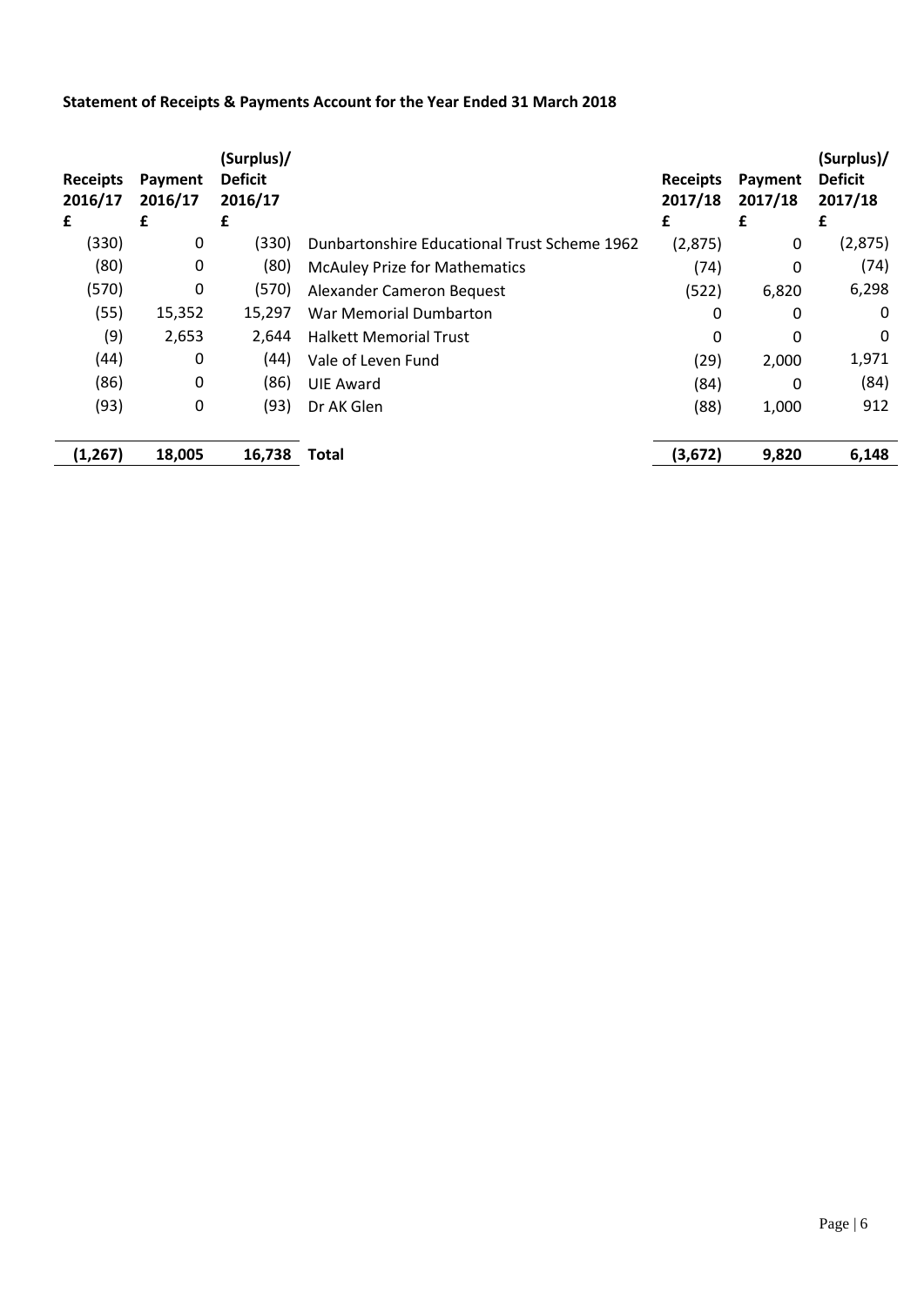**Statement of Receipts & Payments Account for the Year Ended 31 March 2018**

| Receipts 2016/17 £ | Payment 2016/17 £ | (Surplus)/ Deficit 2016/17 £ | | Receipts 2017/18 £ | Payment 2017/18 £ | (Surplus)/ Deficit 2017/18 £ |
|---|---|---|---|---|---|---|
| (330) | 0 | (330) | Dunbartonshire Educational Trust Scheme 1962 | (2,875) | 0 | (2,875) |
| (80) | 0 | (80) | McAuley Prize for Mathematics | (74) | 0 | (74) |
| (570) | 0 | (570) | Alexander Cameron Bequest | (522) | 6,820 | 6,298 |
| (55) | 15,352 | 15,297 | War Memorial Dumbarton | 0 | 0 | 0 |
| (9) | 2,653 | 2,644 | Halkett Memorial Trust | 0 | 0 | 0 |
| (44) | 0 | (44) | Vale of Leven Fund | (29) | 2,000 | 1,971 |
| (86) | 0 | (86) | UIE Award | (84) | 0 | (84) |
| (93) | 0 | (93) | Dr AK Glen | (88) | 1,000 | 912 |
| **(1,267)** | **18,005** | **16,738** | **Total** | **(3,672)** | **9,820** | **6,148** |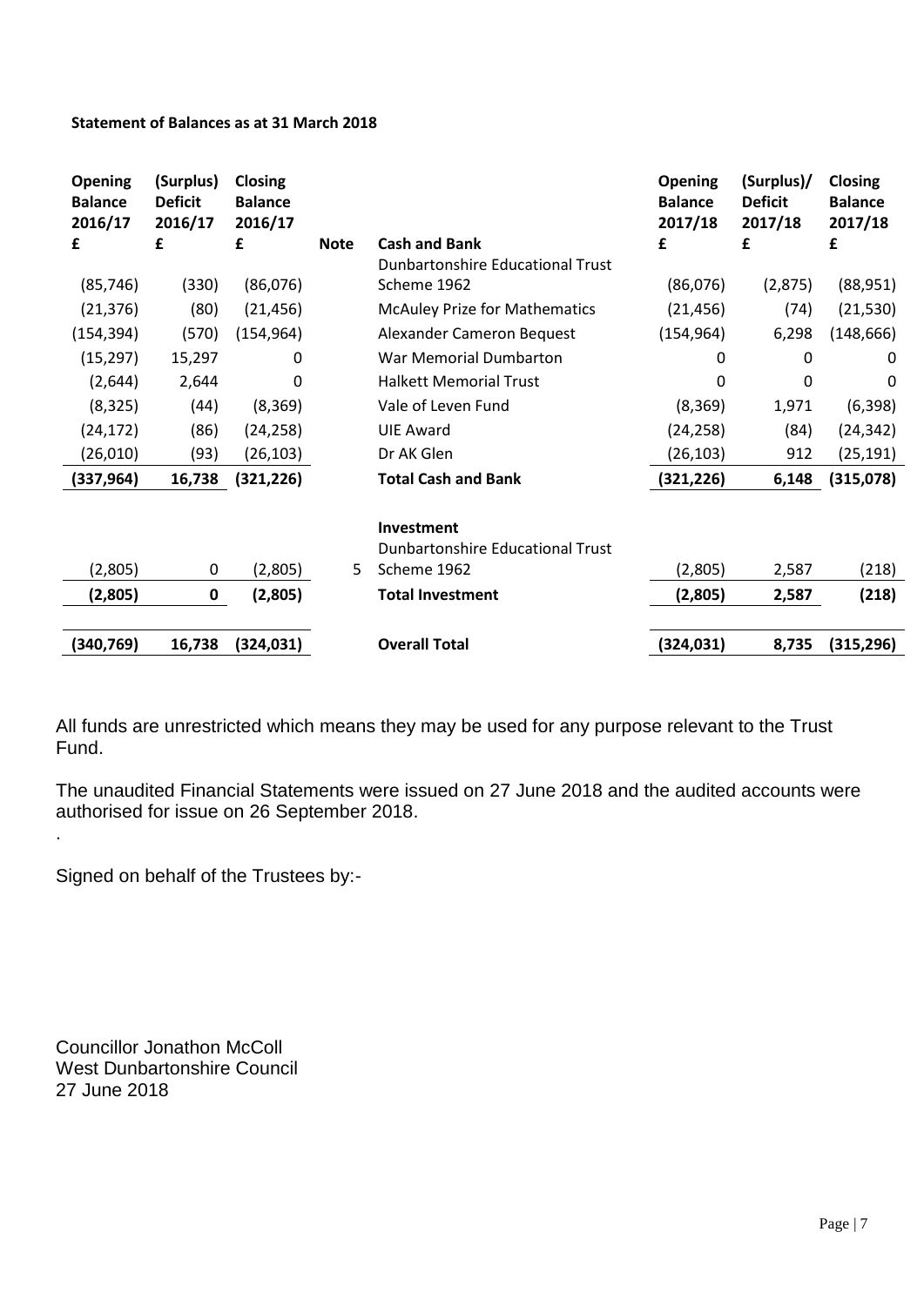**Statement of Balances as at 31 March 2018**

| Opening Balance 2016/17 | (Surplus) Deficit 2016/17 | Closing Balance 2016/17 | Note | Cash and Bank | Opening Balance 2017/18 | (Surplus)/ Deficit 2017/18 | Closing Balance 2017/18 |
|---|---|---|---|---|---|---|---|
| £ | £ | £ | | | £ | £ | £ |
| (85,746) | (330) | (86,076) | | Dunbartonshire Educational Trust Scheme 1962 | (86,076) | (2,875) | (88,951) |
| (21,376) | (80) | (21,456) | | McAuley Prize for Mathematics | (21,456) | (74) | (21,530) |
| (154,394) | (570) | (154,964) | | Alexander Cameron Bequest | (154,964) | 6,298 | (148,666) |
| (15,297) | 15,297 | 0 | | War Memorial Dumbarton | 0 | 0 | 0 |
| (2,644) | 2,644 | 0 | | Halkett Memorial Trust | 0 | 0 | 0 |
| (8,325) | (44) | (8,369) | | Vale of Leven Fund | (8,369) | 1,971 | (6,398) |
| (24,172) | (86) | (24,258) | | UIE Award | (24,258) | (84) | (24,342) |
| (26,010) | (93) | (26,103) | | Dr AK Glen | (26,103) | 912 | (25,191) |
| **(337,964)** | **16,738** | **(321,226)** | | **Total Cash and Bank** | **(321,226)** | **6,148** | **(315,078)** |
| | | | | **Investment** | | | |
| (2,805) | 0 | (2,805) | 5 | Dunbartonshire Educational Trust Scheme 1962 | (2,805) | 2,587 | (218) |
| **(2,805)** | **0** | **(2,805)** | | **Total Investment** | **(2,805)** | **2,587** | **(218)** |
| **(340,769)** | **16,738** | **(324,031)** | | **Overall Total** | **(324,031)** | **8,735** | **(315,296)** |

All funds are unrestricted which means they may be used for any purpose relevant to the Trust Fund.

The unaudited Financial Statements were issued on 27 June 2018 and the audited accounts were authorised for issue on 26 September 2018.

.

Signed on behalf of the Trustees by:-

Councillor Jonathon McColl
West Dunbartonshire Council
27 June 2018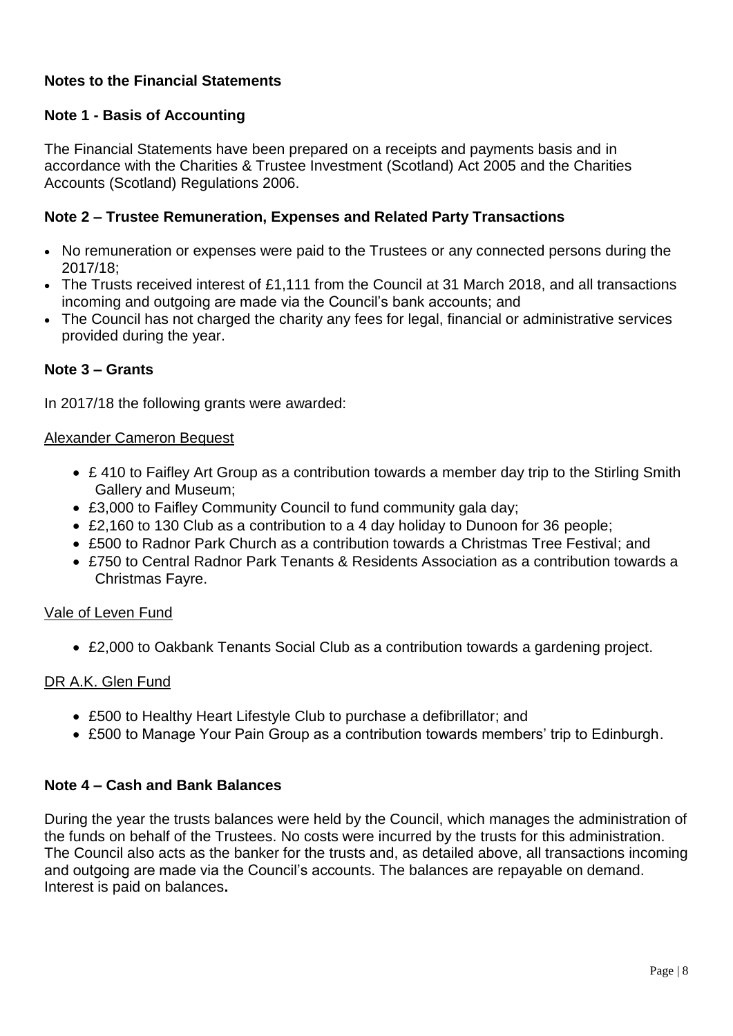## Notes to the Financial Statements

### Note 1 - Basis of Accounting

The Financial Statements have been prepared on a receipts and payments basis and in accordance with the Charities & Trustee Investment (Scotland) Act 2005 and the Charities Accounts (Scotland) Regulations 2006.

### Note 2 – Trustee Remuneration, Expenses and Related Party Transactions

- No remuneration or expenses were paid to the Trustees or any connected persons during the 2017/18;
- The Trusts received interest of £1,111 from the Council at 31 March 2018, and all transactions incoming and outgoing are made via the Council's bank accounts; and
- The Council has not charged the charity any fees for legal, financial or administrative services provided during the year.

### Note 3 – Grants

In 2017/18 the following grants were awarded:

Alexander Cameron Bequest

- £ 410 to Faifley Art Group as a contribution towards a member day trip to the Stirling Smith Gallery and Museum;
- £3,000 to Faifley Community Council to fund community gala day;
- £2,160 to 130 Club as a contribution to a 4 day holiday to Dunoon for 36 people;
- £500 to Radnor Park Church as a contribution towards a Christmas Tree Festival; and
- £750 to Central Radnor Park Tenants & Residents Association as a contribution towards a Christmas Fayre.

Vale of Leven Fund

- £2,000 to Oakbank Tenants Social Club as a contribution towards a gardening project.

DR A.K. Glen Fund

- £500 to Healthy Heart Lifestyle Club to purchase a defibrillator; and
- £500 to Manage Your Pain Group as a contribution towards members' trip to Edinburgh.

### Note 4 – Cash and Bank Balances

During the year the trusts balances were held by the Council, which manages the administration of the funds on behalf of the Trustees. No costs were incurred by the trusts for this administration. The Council also acts as the banker for the trusts and, as detailed above, all transactions incoming and outgoing are made via the Council's accounts. The balances are repayable on demand. Interest is paid on balances.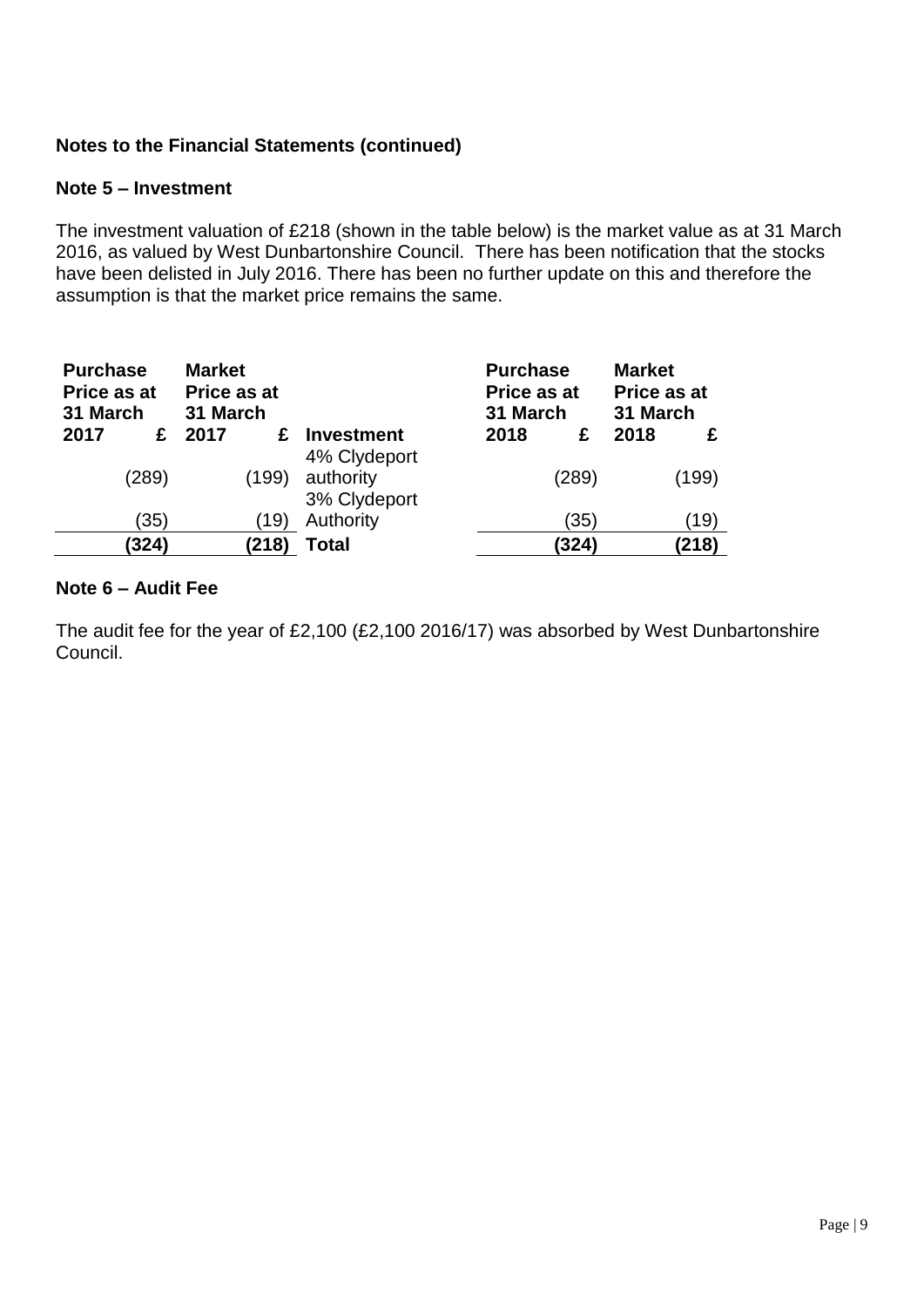**Notes to the Financial Statements (continued)**

**Note 5 – Investment**

The investment valuation of £218 (shown in the table below) is the market value as at 31 March 2016, as valued by West Dunbartonshire Council. There has been notification that the stocks have been delisted in July 2016. There has been no further update on this and therefore the assumption is that the market price remains the same.

| Purchase Price as at 31 March 2017 £ | Market Price as at 31 March 2017 £ | Investment | Purchase Price as at 31 March 2018 £ | Market Price as at 31 March 2018 £ |
|---|---|---|---|---|
| (289) | (199) | 4% Clydeport authority | (289) | (199) |
| (35) | (19) | 3% Clydeport Authority | (35) | (19) |
| **(324)** | **(218)** | **Total** | **(324)** | **(218)** |

**Note 6 – Audit Fee**

The audit fee for the year of £2,100 (£2,100 2016/17) was absorbed by West Dunbartonshire Council.